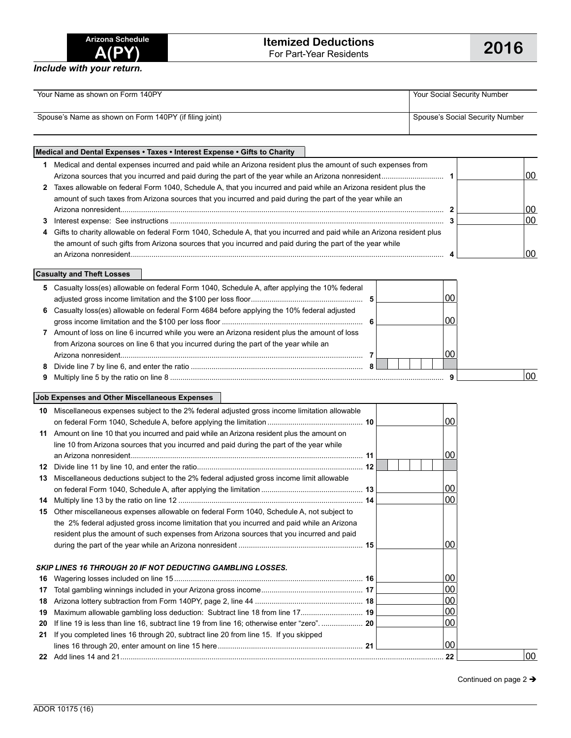# Arizona Schedule A(PY)

## Itemized Deductions
For Part-Year Residents

**2016**

*Include with your return.*

| Your Name as shown on Form 140PY | Your Social Security Number |
|---|---|
| Spouse's Name as shown on Form 140PY (if filing joint) | Spouse's Social Security Number |

### Medical and Dental Expenses • Taxes • Interest Expense • Gifts to Charity

| | | | |
|---|---|---|---|
| 1 | Medical and dental expenses incurred and paid while an Arizona resident plus the amount of such expenses from Arizona sources that you incurred and paid during the part of the year while an Arizona nonresident | 1 | 00 |
| 2 | Taxes allowable on federal Form 1040, Schedule A, that you incurred and paid while an Arizona resident plus the amount of such taxes from Arizona sources that you incurred and paid during the part of the year while an Arizona nonresident | 2 | 00 |
| 3 | Interest expense: See instructions | 3 | 00 |
| 4 | Gifts to charity allowable on federal Form 1040, Schedule A, that you incurred and paid while an Arizona resident plus the amount of such gifts from Arizona sources that you incurred and paid during the part of the year while an Arizona nonresident | 4 | 00 |

### Casualty and Theft Losses

| | | | | |
|---|---|---|---|---|
| 5 | Casualty loss(es) allowable on federal Form 1040, Schedule A, after applying the 10% federal adjusted gross income limitation and the $100 per loss floor | 5 | 00 | |
| 6 | Casualty loss(es) allowable on federal Form 4684 before applying the 10% federal adjusted gross income limitation and the $100 per loss floor | 6 | 00 | |
| 7 | Amount of loss on line 6 incurred while you were an Arizona resident plus the amount of loss from Arizona sources on line 6 that you incurred during the part of the year while an Arizona nonresident | 7 | 00 | |
| 8 | Divide line 7 by line 6, and enter the ratio | 8 | | |
| 9 | Multiply line 5 by the ratio on line 8 | 9 | | 00 |

### Job Expenses and Other Miscellaneous Expenses

| | | | | |
|---|---|---|---|---|
| 10 | Miscellaneous expenses subject to the 2% federal adjusted gross income limitation allowable on federal Form 1040, Schedule A, before applying the limitation | 10 | 00 | |
| 11 | Amount on line 10 that you incurred and paid while an Arizona resident plus the amount on line 10 from Arizona sources that you incurred and paid during the part of the year while an Arizona nonresident | 11 | 00 | |
| 12 | Divide line 11 by line 10, and enter the ratio | 12 | | |
| 13 | Miscellaneous deductions subject to the 2% federal adjusted gross income limit allowable on federal Form 1040, Schedule A, after applying the limitation | 13 | 00 | |
| 14 | Multiply line 13 by the ratio on line 12 | 14 | 00 | |
| 15 | Other miscellaneous expenses allowable on federal Form 1040, Schedule A, not subject to the 2% federal adjusted gross income limitation that you incurred and paid while an Arizona resident plus the amount of such expenses from Arizona sources that you incurred and paid during the part of the year while an Arizona nonresident | 15 | 00 | |

***SKIP LINES 16 THROUGH 20 IF NOT DEDUCTING GAMBLING LOSSES.***

| | | | | |
|---|---|---|---|---|
| 16 | Wagering losses included on line 15 | 16 | 00 | |
| 17 | Total gambling winnings included in your Arizona gross income | 17 | 00 | |
| 18 | Arizona lottery subtraction from Form 140PY, page 2, line 44 | 18 | 00 | |
| 19 | Maximum allowable gambling loss deduction: Subtract line 18 from line 17 | 19 | 00 | |
| 20 | If line 19 is less than line 16, subtract line 19 from line 16; otherwise enter "zero". | 20 | 00 | |
| 21 | If you completed lines 16 through 20, subtract line 20 from line 15. If you skipped lines 16 through 20, enter amount on line 15 here | 21 | 00 | |
| 22 | Add lines 14 and 21 | 22 | | 00 |

Continued on page 2 ➔

ADOR 10175 (16)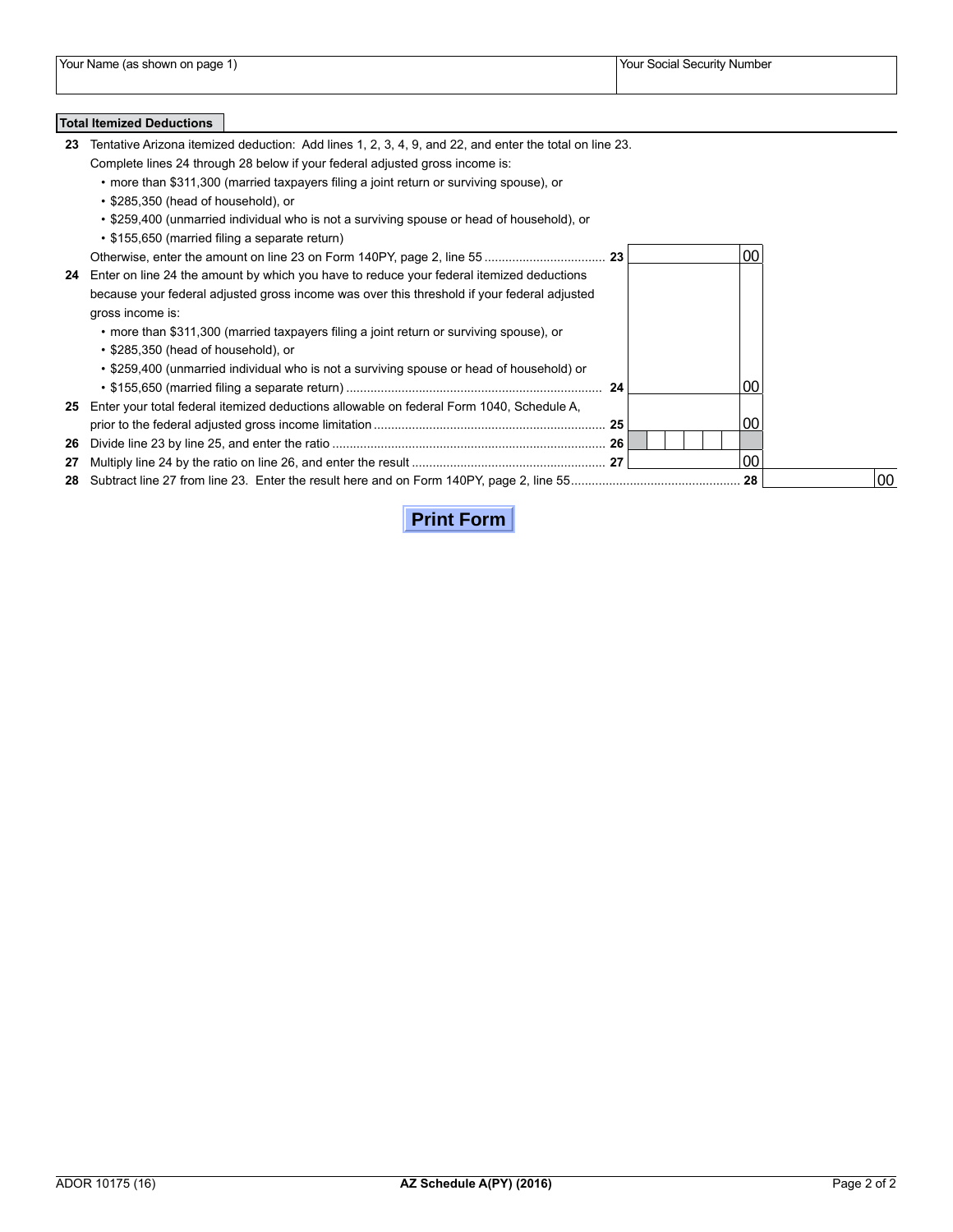| Your Name (as shown on page 1) | Your Social Security Number |
| --- | --- |
| | |

## Total Itemized Deductions

**23** Tentative Arizona itemized deduction: Add lines 1, 2, 3, 4, 9, and 22, and enter the total on line 23.
Complete lines 24 through 28 below if your federal adjusted gross income is:

- more than $311,300 (married taxpayers filing a joint return or surviving spouse), or
- $285,350 (head of household), or
- $259,400 (unmarried individual who is not a surviving spouse or head of household), or
- $155,650 (married filing a separate return)

Otherwise, enter the amount on line 23 on Form 140PY, page 2, line 55 .................................. **23** | 00

**24** Enter on line 24 the amount by which you have to reduce your federal itemized deductions because your federal adjusted gross income was over this threshold if your federal adjusted gross income is:

- more than $311,300 (married taxpayers filing a joint return or surviving spouse), or
- $285,350 (head of household), or
- $259,400 (unmarried individual who is not a surviving spouse or head of household) or
- $155,650 (married filing a separate return) ........................................................................ **24** | 00

**25** Enter your total federal itemized deductions allowable on federal Form 1040, Schedule A, prior to the federal adjusted gross income limitation .................................................................. **25** | 00

**26** Divide line 23 by line 25, and enter the ratio .............................................................................. **26**

**27** Multiply line 24 by the ratio on line 26, and enter the result ....................................................... **27** | 00

**28** Subtract line 27 from line 23. Enter the result here and on Form 140PY, page 2, line 55................................................ **28** | 00

Print Form

ADOR 10175 (16) AZ Schedule A(PY) (2016)